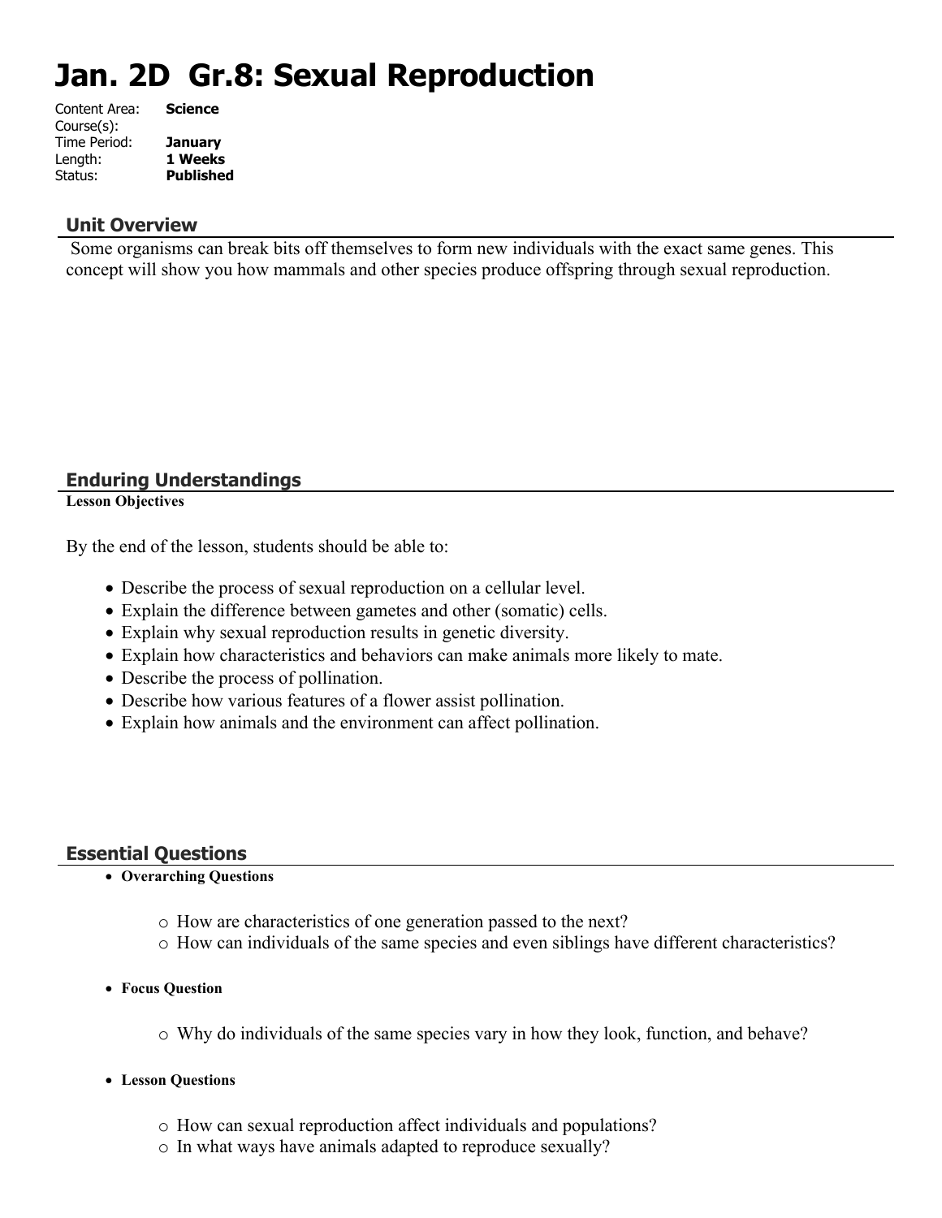# Jan. 2D Gr.8: Sexual Reproduction

Content Area: **Science**
Course(s):
Time Period: **January**
Length: **1 Weeks**
Status: **Published**

## Unit Overview

Some organisms can break bits off themselves to form new individuals with the exact same genes. This concept will show you how mammals and other species produce offspring through sexual reproduction.

## Enduring Understandings

**Lesson Objectives**

By the end of the lesson, students should be able to:

- Describe the process of sexual reproduction on a cellular level.
- Explain the difference between gametes and other (somatic) cells.
- Explain why sexual reproduction results in genetic diversity.
- Explain how characteristics and behaviors can make animals more likely to mate.
- Describe the process of pollination.
- Describe how various features of a flower assist pollination.
- Explain how animals and the environment can affect pollination.

## Essential Questions

- **Overarching Questions**
  - How are characteristics of one generation passed to the next?
  - How can individuals of the same species and even siblings have different characteristics?
- **Focus Question**
  - Why do individuals of the same species vary in how they look, function, and behave?
- **Lesson Questions**
  - How can sexual reproduction affect individuals and populations?
  - In what ways have animals adapted to reproduce sexually?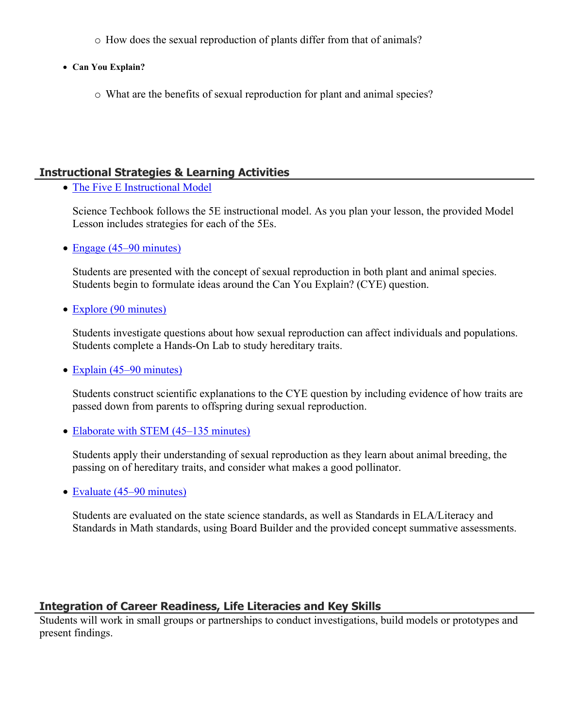- How does the sexual reproduction of plants differ from that of animals?

- **Can You Explain?**
    - What are the benefits of sexual reproduction for plant and animal species?

## Instructional Strategies & Learning Activities

- The Five E Instructional Model

  Science Techbook follows the 5E instructional model. As you plan your lesson, the provided Model Lesson includes strategies for each of the 5Es.

- Engage (45–90 minutes)

  Students are presented with the concept of sexual reproduction in both plant and animal species. Students begin to formulate ideas around the Can You Explain? (CYE) question.

- Explore (90 minutes)

  Students investigate questions about how sexual reproduction can affect individuals and populations. Students complete a Hands-On Lab to study hereditary traits.

- Explain (45–90 minutes)

  Students construct scientific explanations to the CYE question by including evidence of how traits are passed down from parents to offspring during sexual reproduction.

- Elaborate with STEM (45–135 minutes)

  Students apply their understanding of sexual reproduction as they learn about animal breeding, the passing on of hereditary traits, and consider what makes a good pollinator.

- Evaluate (45–90 minutes)

  Students are evaluated on the state science standards, as well as Standards in ELA/Literacy and Standards in Math standards, using Board Builder and the provided concept summative assessments.

## Integration of Career Readiness, Life Literacies and Key Skills

Students will work in small groups or partnerships to conduct investigations, build models or prototypes and present findings.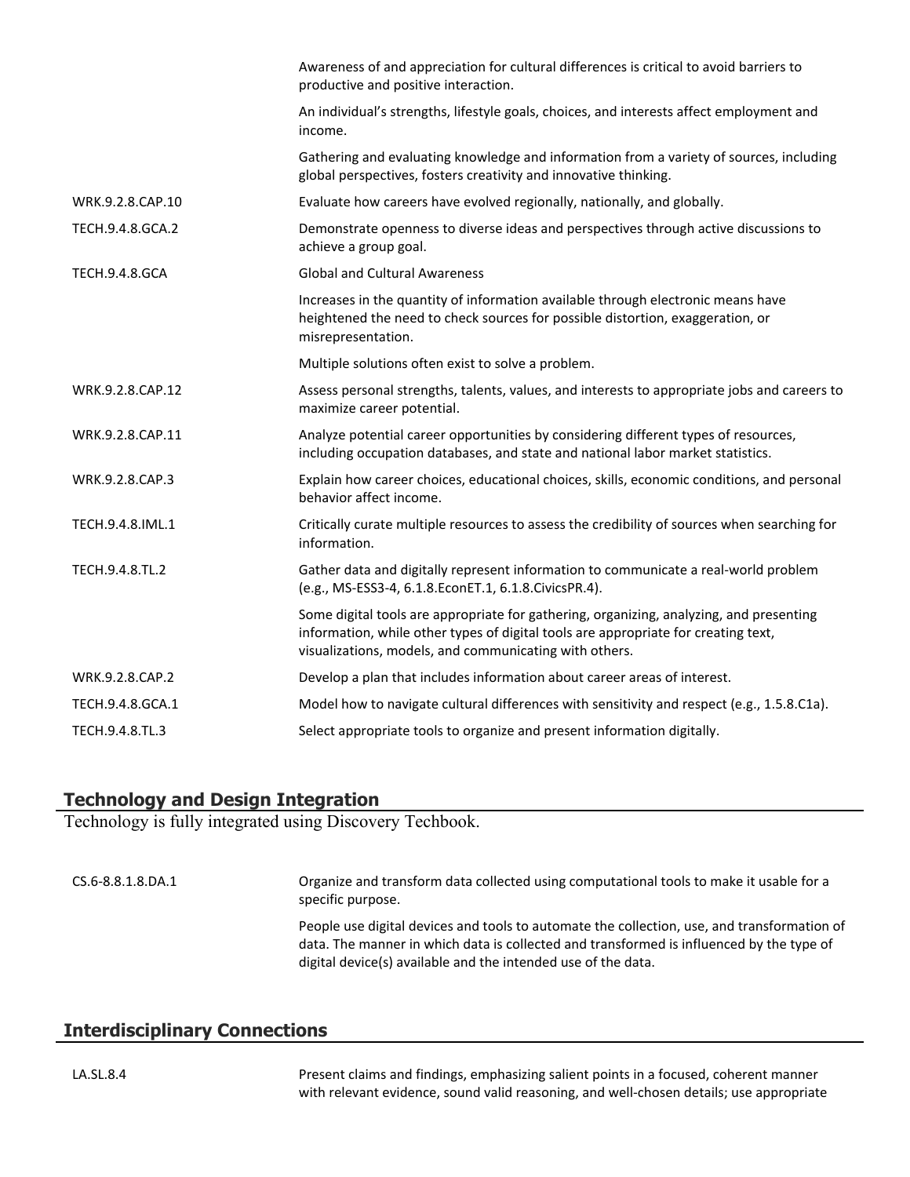| | |
|---|---|
| | Awareness of and appreciation for cultural differences is critical to avoid barriers to productive and positive interaction. |
| | An individual's strengths, lifestyle goals, choices, and interests affect employment and income. |
| | Gathering and evaluating knowledge and information from a variety of sources, including global perspectives, fosters creativity and innovative thinking. |
| WRK.9.2.8.CAP.10 | Evaluate how careers have evolved regionally, nationally, and globally. |
| TECH.9.4.8.GCA.2 | Demonstrate openness to diverse ideas and perspectives through active discussions to achieve a group goal. |
| TECH.9.4.8.GCA | Global and Cultural Awareness |
| | Increases in the quantity of information available through electronic means have heightened the need to check sources for possible distortion, exaggeration, or misrepresentation. |
| | Multiple solutions often exist to solve a problem. |
| WRK.9.2.8.CAP.12 | Assess personal strengths, talents, values, and interests to appropriate jobs and careers to maximize career potential. |
| WRK.9.2.8.CAP.11 | Analyze potential career opportunities by considering different types of resources, including occupation databases, and state and national labor market statistics. |
| WRK.9.2.8.CAP.3 | Explain how career choices, educational choices, skills, economic conditions, and personal behavior affect income. |
| TECH.9.4.8.IML.1 | Critically curate multiple resources to assess the credibility of sources when searching for information. |
| TECH.9.4.8.TL.2 | Gather data and digitally represent information to communicate a real-world problem (e.g., MS-ESS3-4, 6.1.8.EconET.1, 6.1.8.CivicsPR.4). |
| | Some digital tools are appropriate for gathering, organizing, analyzing, and presenting information, while other types of digital tools are appropriate for creating text, visualizations, models, and communicating with others. |
| WRK.9.2.8.CAP.2 | Develop a plan that includes information about career areas of interest. |
| TECH.9.4.8.GCA.1 | Model how to navigate cultural differences with sensitivity and respect (e.g., 1.5.8.C1a). |
| TECH.9.4.8.TL.3 | Select appropriate tools to organize and present information digitally. |

## Technology and Design Integration

Technology is fully integrated using Discovery Techbook.

| | |
|---|---|
| CS.6-8.8.1.8.DA.1 | Organize and transform data collected using computational tools to make it usable for a specific purpose. |
| | People use digital devices and tools to automate the collection, use, and transformation of data. The manner in which data is collected and transformed is influenced by the type of digital device(s) available and the intended use of the data. |

## Interdisciplinary Connections

| | |
|---|---|
| LA.SL.8.4 | Present claims and findings, emphasizing salient points in a focused, coherent manner with relevant evidence, sound valid reasoning, and well-chosen details; use appropriate |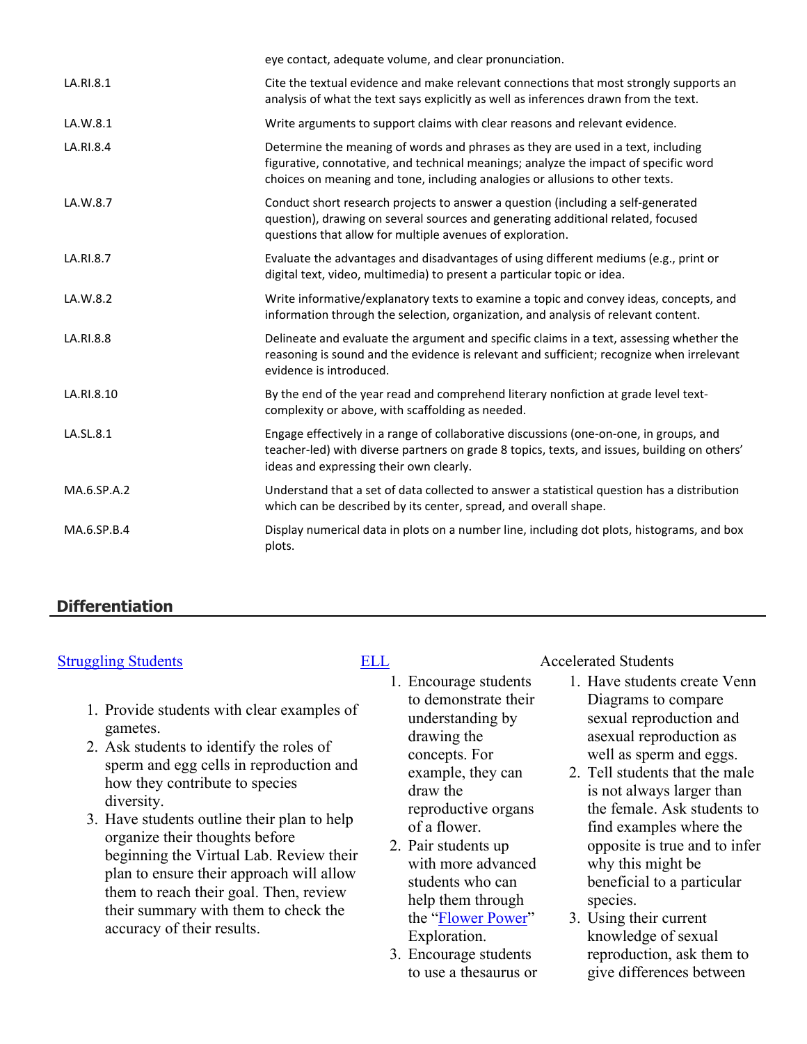| | |
|---|---|
| | eye contact, adequate volume, and clear pronunciation. |
| LA.RI.8.1 | Cite the textual evidence and make relevant connections that most strongly supports an analysis of what the text says explicitly as well as inferences drawn from the text. |
| LA.W.8.1 | Write arguments to support claims with clear reasons and relevant evidence. |
| LA.RI.8.4 | Determine the meaning of words and phrases as they are used in a text, including figurative, connotative, and technical meanings; analyze the impact of specific word choices on meaning and tone, including analogies or allusions to other texts. |
| LA.W.8.7 | Conduct short research projects to answer a question (including a self-generated question), drawing on several sources and generating additional related, focused questions that allow for multiple avenues of exploration. |
| LA.RI.8.7 | Evaluate the advantages and disadvantages of using different mediums (e.g., print or digital text, video, multimedia) to present a particular topic or idea. |
| LA.W.8.2 | Write informative/explanatory texts to examine a topic and convey ideas, concepts, and information through the selection, organization, and analysis of relevant content. |
| LA.RI.8.8 | Delineate and evaluate the argument and specific claims in a text, assessing whether the reasoning is sound and the evidence is relevant and sufficient; recognize when irrelevant evidence is introduced. |
| LA.RI.8.10 | By the end of the year read and comprehend literary nonfiction at grade level text-complexity or above, with scaffolding as needed. |
| LA.SL.8.1 | Engage effectively in a range of collaborative discussions (one-on-one, in groups, and teacher-led) with diverse partners on grade 8 topics, texts, and issues, building on others' ideas and expressing their own clearly. |
| MA.6.SP.A.2 | Understand that a set of data collected to answer a statistical question has a distribution which can be described by its center, spread, and overall shape. |
| MA.6.SP.B.4 | Display numerical data in plots on a number line, including dot plots, histograms, and box plots. |

## Differentiation

[Struggling Students](#)

1. Provide students with clear examples of gametes.
2. Ask students to identify the roles of sperm and egg cells in reproduction and how they contribute to species diversity.
3. Have students outline their plan to help organize their thoughts before beginning the Virtual Lab. Review their plan to ensure their approach will allow them to reach their goal. Then, review their summary with them to check the accuracy of their results.

[ELL](#)

1. Encourage students to demonstrate their understanding by drawing the concepts. For example, they can draw the reproductive organs of a flower.
2. Pair students up with more advanced students who can help them through the "[Flower Power](#)" Exploration.
3. Encourage students to use a thesaurus or

Accelerated Students

1. Have students create Venn Diagrams to compare sexual reproduction and asexual reproduction as well as sperm and eggs.
2. Tell students that the male is not always larger than the female. Ask students to find examples where the opposite is true and to infer why this might be beneficial to a particular species.
3. Using their current knowledge of sexual reproduction, ask them to give differences between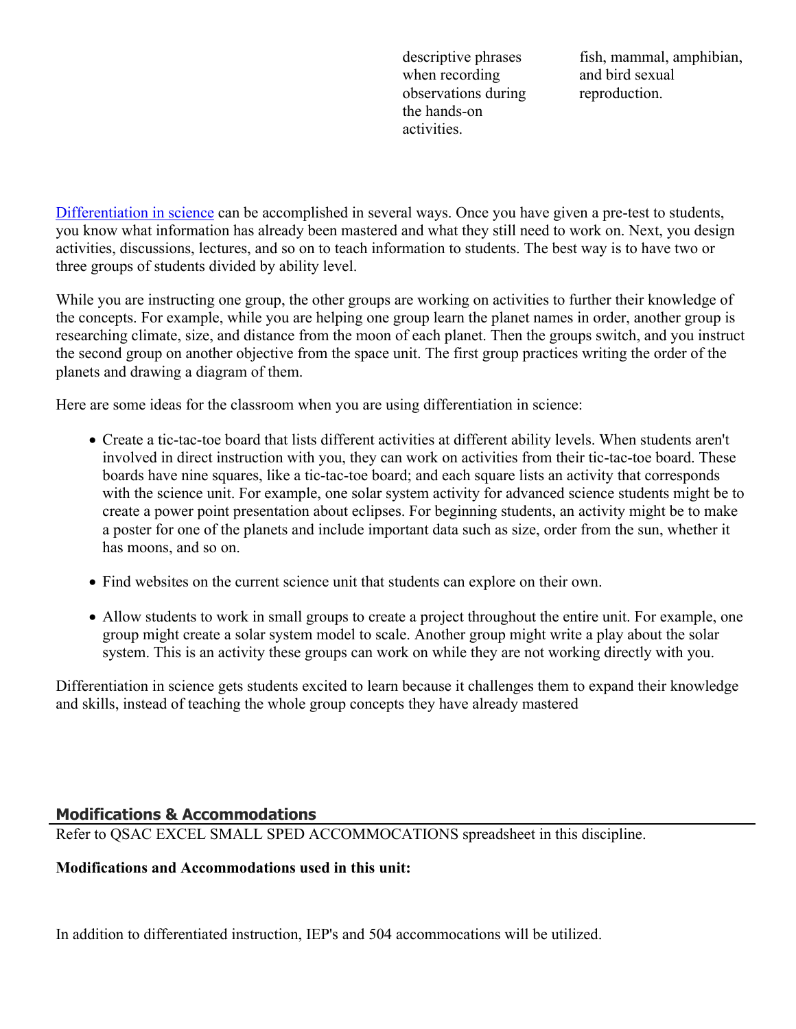| | | |
|---|---|---|
| | descriptive phrases when recording observations during the hands-on activities. | fish, mammal, amphibian, and bird sexual reproduction. |

Differentiation in science can be accomplished in several ways. Once you have given a pre-test to students, you know what information has already been mastered and what they still need to work on. Next, you design activities, discussions, lectures, and so on to teach information to students. The best way is to have two or three groups of students divided by ability level.

While you are instructing one group, the other groups are working on activities to further their knowledge of the concepts. For example, while you are helping one group learn the planet names in order, another group is researching climate, size, and distance from the moon of each planet. Then the groups switch, and you instruct the second group on another objective from the space unit. The first group practices writing the order of the planets and drawing a diagram of them.

Here are some ideas for the classroom when you are using differentiation in science:

- Create a tic-tac-toe board that lists different activities at different ability levels. When students aren't involved in direct instruction with you, they can work on activities from their tic-tac-toe board. These boards have nine squares, like a tic-tac-toe board; and each square lists an activity that corresponds with the science unit. For example, one solar system activity for advanced science students might be to create a power point presentation about eclipses. For beginning students, an activity might be to make a poster for one of the planets and include important data such as size, order from the sun, whether it has moons, and so on.
- Find websites on the current science unit that students can explore on their own.
- Allow students to work in small groups to create a project throughout the entire unit. For example, one group might create a solar system model to scale. Another group might write a play about the solar system. This is an activity these groups can work on while they are not working directly with you.

Differentiation in science gets students excited to learn because it challenges them to expand their knowledge and skills, instead of teaching the whole group concepts they have already mastered

## Modifications & Accommodations

Refer to QSAC EXCEL SMALL SPED ACCOMMOCATIONS spreadsheet in this discipline.

**Modifications and Accommodations used in this unit:**

In addition to differentiated instruction, IEP's and 504 accommocations will be utilized.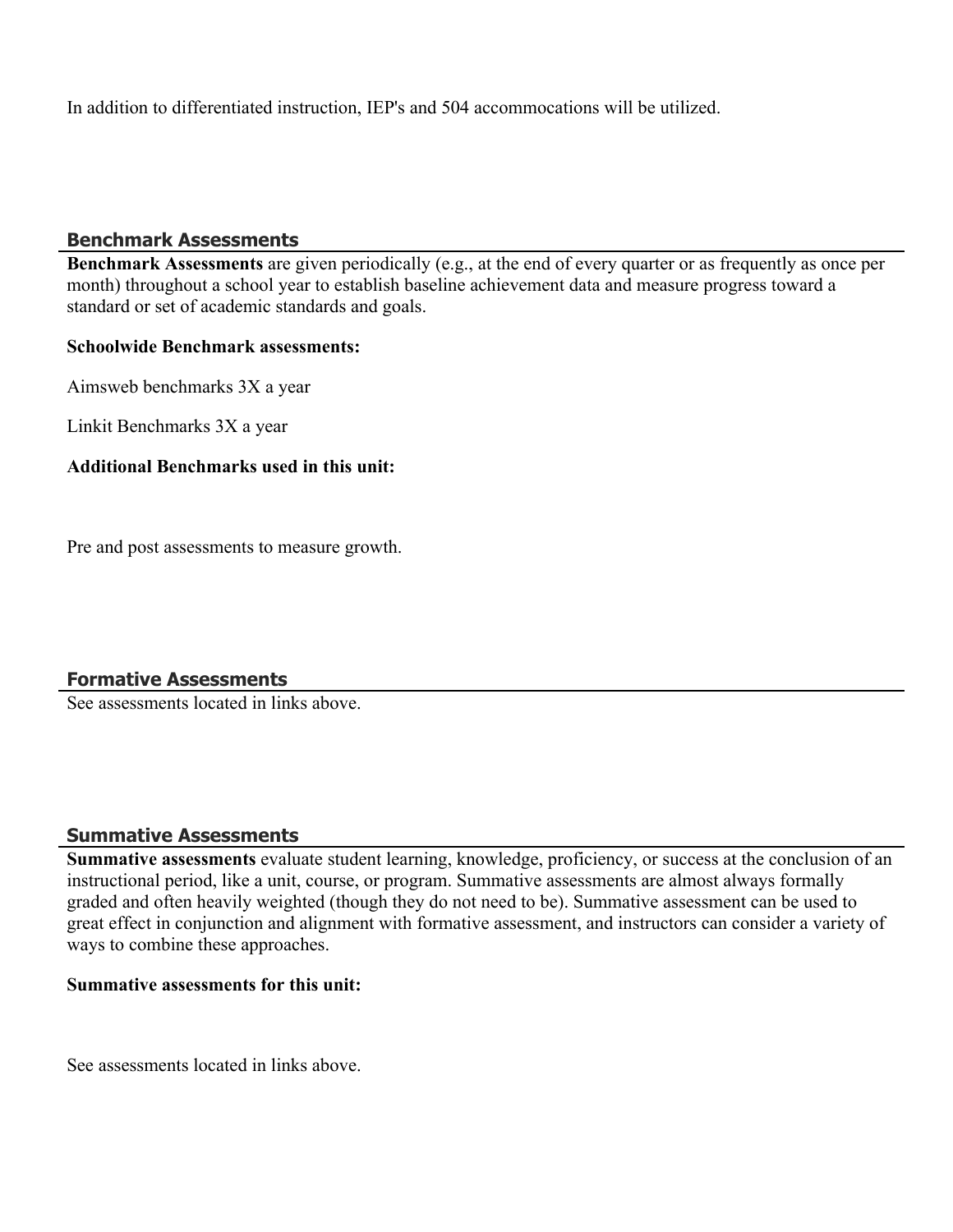In addition to differentiated instruction, IEP's and 504 accommocations will be utilized.

## Benchmark Assessments

**Benchmark Assessments** are given periodically (e.g., at the end of every quarter or as frequently as once per month) throughout a school year to establish baseline achievement data and measure progress toward a standard or set of academic standards and goals.

**Schoolwide Benchmark assessments:**

Aimsweb benchmarks 3X a year

Linkit Benchmarks 3X a year

**Additional Benchmarks used in this unit:**

Pre and post assessments to measure growth.

## Formative Assessments

See assessments located in links above.

## Summative Assessments

**Summative assessments** evaluate student learning, knowledge, proficiency, or success at the conclusion of an instructional period, like a unit, course, or program. Summative assessments are almost always formally graded and often heavily weighted (though they do not need to be). Summative assessment can be used to great effect in conjunction and alignment with formative assessment, and instructors can consider a variety of ways to combine these approaches.

**Summative assessments for this unit:**

See assessments located in links above.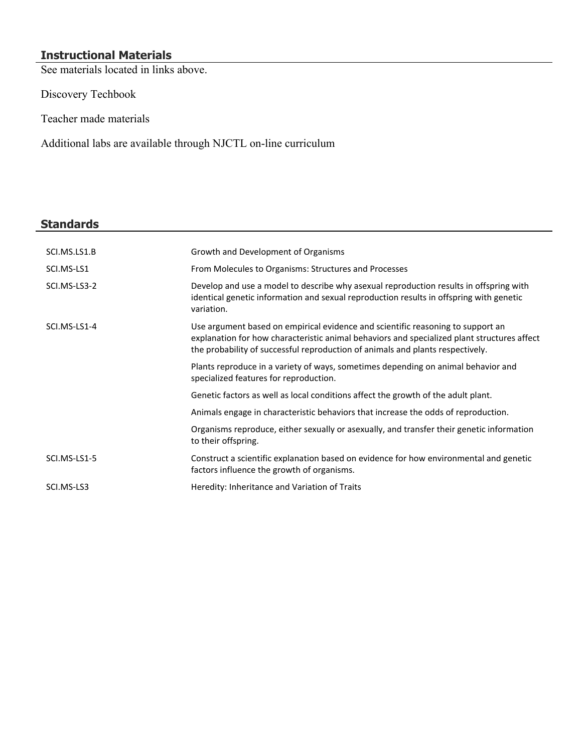## Instructional Materials

See materials located in links above.

Discovery Techbook

Teacher made materials

Additional labs are available through NJCTL on-line curriculum

## Standards

| | |
|---|---|
| SCI.MS.LS1.B | Growth and Development of Organisms |
| SCI.MS-LS1 | From Molecules to Organisms: Structures and Processes |
| SCI.MS-LS3-2 | Develop and use a model to describe why asexual reproduction results in offspring with identical genetic information and sexual reproduction results in offspring with genetic variation. |
| SCI.MS-LS1-4 | Use argument based on empirical evidence and scientific reasoning to support an explanation for how characteristic animal behaviors and specialized plant structures affect the probability of successful reproduction of animals and plants respectively. |
| | Plants reproduce in a variety of ways, sometimes depending on animal behavior and specialized features for reproduction. |
| | Genetic factors as well as local conditions affect the growth of the adult plant. |
| | Animals engage in characteristic behaviors that increase the odds of reproduction. |
| | Organisms reproduce, either sexually or asexually, and transfer their genetic information to their offspring. |
| SCI.MS-LS1-5 | Construct a scientific explanation based on evidence for how environmental and genetic factors influence the growth of organisms. |
| SCI.MS-LS3 | Heredity: Inheritance and Variation of Traits |